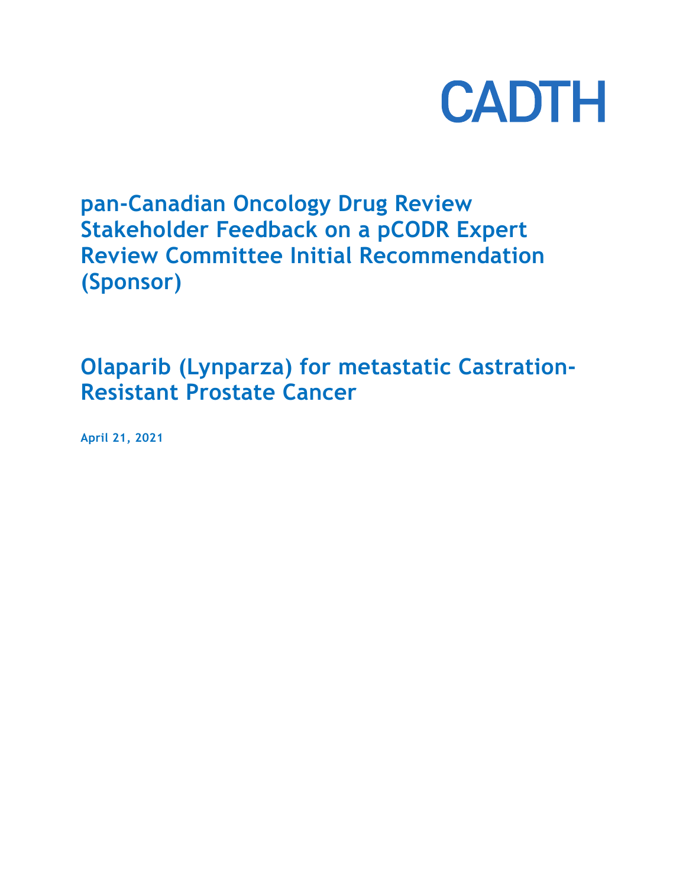CADTH

# pan-Canadian Oncology Drug Review Stakeholder Feedback on a pCODR Expert Review Committee Initial Recommendation (Sponsor)

## Olaparib (Lynparza) for metastatic Castration-Resistant Prostate Cancer

**April 21, 2021**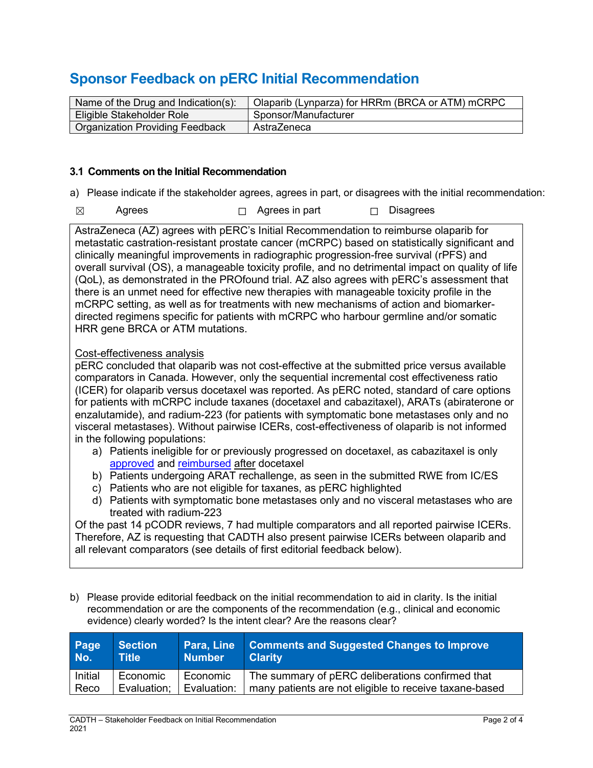# Sponsor Feedback on pERC Initial Recommendation

| Name of the Drug and Indication(s): | Olaparib (Lynparza) for HRRm (BRCA or ATM) mCRPC |
|---|---|
| Eligible Stakeholder Role | Sponsor/Manufacturer |
| Organization Providing Feedback | AstraZeneca |

### 3.1 Comments on the Initial Recommendation

a) Please indicate if the stakeholder agrees, agrees in part, or disagrees with the initial recommendation:

☒ Agrees ☐ Agrees in part ☐ Disagrees

AstraZeneca (AZ) agrees with pERC's Initial Recommendation to reimburse olaparib for metastatic castration-resistant prostate cancer (mCRPC) based on statistically significant and clinically meaningful improvements in radiographic progression-free survival (rPFS) and overall survival (OS), a manageable toxicity profile, and no detrimental impact on quality of life (QoL), as demonstrated in the PROfound trial. AZ also agrees with pERC's assessment that there is an unmet need for effective new therapies with manageable toxicity profile in the mCRPC setting, as well as for treatments with new mechanisms of action and biomarker-directed regimens specific for patients with mCRPC who harbour germline and/or somatic HRR gene BRCA or ATM mutations.

Cost-effectiveness analysis

pERC concluded that olaparib was not cost-effective at the submitted price versus available comparators in Canada. However, only the sequential incremental cost effectiveness ratio (ICER) for olaparib versus docetaxel was reported. As pERC noted, standard of care options for patients with mCRPC include taxanes (docetaxel and cabazitaxel), ARATs (abiraterone or enzalutamide), and radium-223 (for patients with symptomatic bone metastases only and no visceral metastases). Without pairwise ICERs, cost-effectiveness of olaparib is not informed in the following populations:

a) Patients ineligible for or previously progressed on docetaxel, as cabazitaxel is only approved and reimbursed after docetaxel
b) Patients undergoing ARAT rechallenge, as seen in the submitted RWE from IC/ES
c) Patients who are not eligible for taxanes, as pERC highlighted
d) Patients with symptomatic bone metastases only and no visceral metastases who are treated with radium-223

Of the past 14 pCODR reviews, 7 had multiple comparators and all reported pairwise ICERs. Therefore, AZ is requesting that CADTH also present pairwise ICERs between olaparib and all relevant comparators (see details of first editorial feedback below).

b) Please provide editorial feedback on the initial recommendation to aid in clarity. Is the initial recommendation or are the components of the recommendation (e.g., clinical and economic evidence) clearly worded? Is the intent clear? Are the reasons clear?

| Page No. | Section Title | Para, Line Number | Comments and Suggested Changes to Improve Clarity |
|---|---|---|---|
| Initial Reco | Economic Evaluation; | Economic Evaluation: | The summary of pERC deliberations confirmed that many patients are not eligible to receive taxane-based |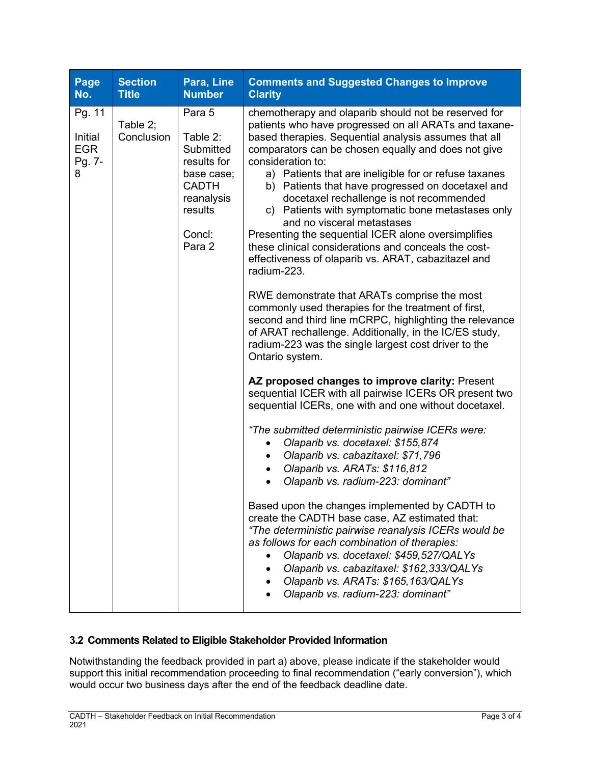| Page No. | Section Title | Para, Line Number | Comments and Suggested Changes to Improve Clarity |
|---|---|---|---|
| Pg. 11<br><br>Initial EGR Pg. 7-8 | Table 2; Conclusion | Para 5<br><br>Table 2: Submitted results for base case; CADTH reanalysis results<br><br>Concl: Para 2 | chemotherapy and olaparib should not be reserved for patients who have progressed on all ARATs and taxane-based therapies. Sequential analysis assumes that all comparators can be chosen equally and does not give consideration to:<br>a) Patients that are ineligible for or refuse taxanes<br>b) Patients that have progressed on docetaxel and docetaxel rechallenge is not recommended<br>c) Patients with symptomatic bone metastases only and no visceral metastases<br>Presenting the sequential ICER alone oversimplifies these clinical considerations and conceals the cost-effectiveness of olaparib vs. ARAT, cabazitazel and radium-223.<br><br>RWE demonstrate that ARATs comprise the most commonly used therapies for the treatment of first, second and third line mCRPC, highlighting the relevance of ARAT rechallenge. Additionally, in the IC/ES study, radium-223 was the single largest cost driver to the Ontario system.<br><br>**AZ proposed changes to improve clarity:** Present sequential ICER with all pairwise ICERs OR present two sequential ICERs, one with and one without docetaxel.<br><br>*"The submitted deterministic pairwise ICERs were:*<br>• *Olaparib vs. docetaxel: $155,874*<br>• *Olaparib vs. cabazitaxel: $71,796*<br>• *Olaparib vs. ARATs: $116,812*<br>• *Olaparib vs. radium-223: dominant"*<br><br>Based upon the changes implemented by CADTH to create the CADTH base case, AZ estimated that: *"The deterministic pairwise reanalysis ICERs would be as follows for each combination of therapies:*<br>• *Olaparib vs. docetaxel: $459,527/QALYs*<br>• *Olaparib vs. cabazitaxel: $162,333/QALYs*<br>• *Olaparib vs. ARATs: $165,163/QALYs*<br>• *Olaparib vs. radium-223: dominant"* |

### 3.2 Comments Related to Eligible Stakeholder Provided Information

Notwithstanding the feedback provided in part a) above, please indicate if the stakeholder would support this initial recommendation proceeding to final recommendation ("early conversion"), which would occur two business days after the end of the feedback deadline date.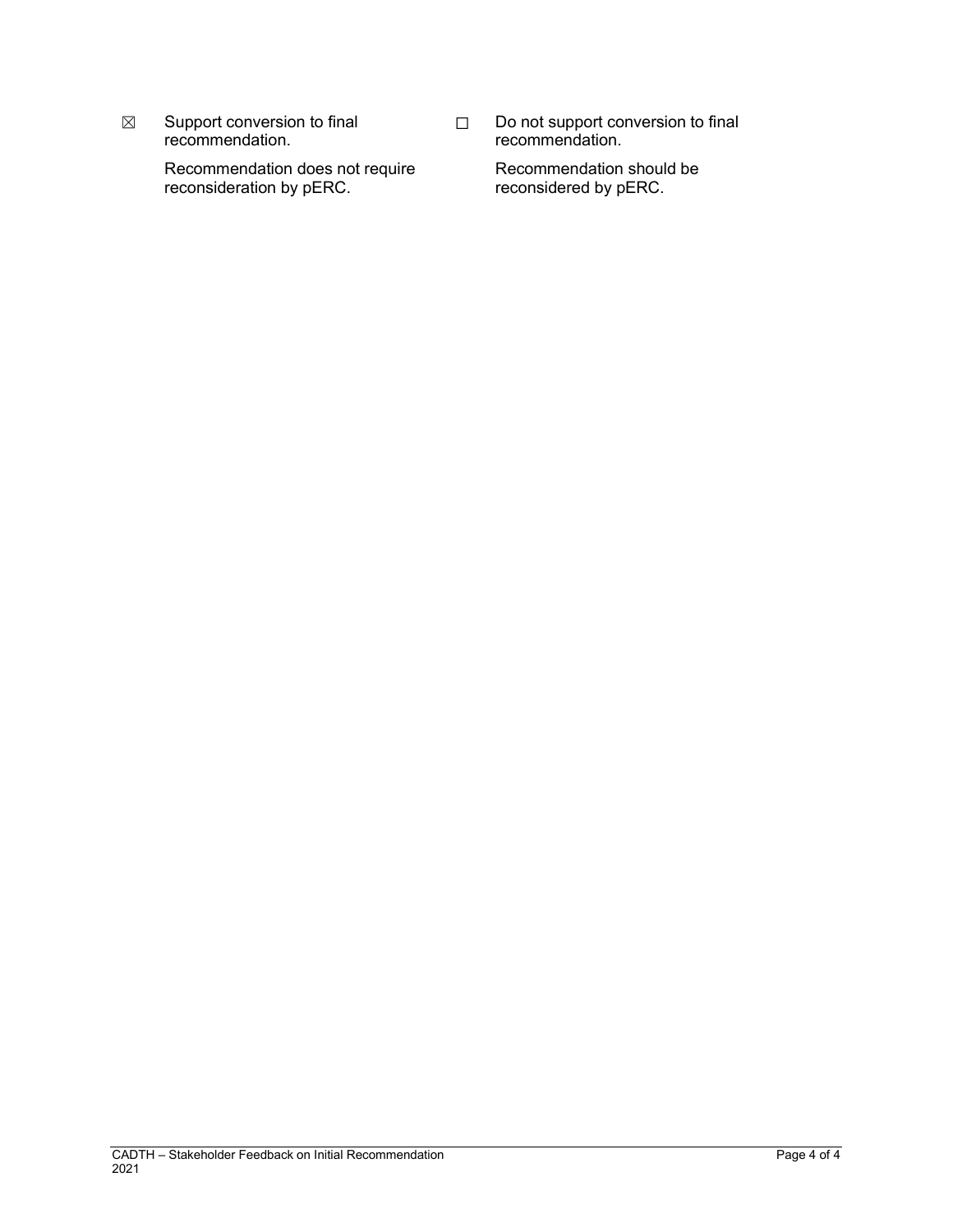☒ Support conversion to final recommendation.

Recommendation does not require reconsideration by pERC.

☐ Do not support conversion to final recommendation.

Recommendation should be reconsidered by pERC.